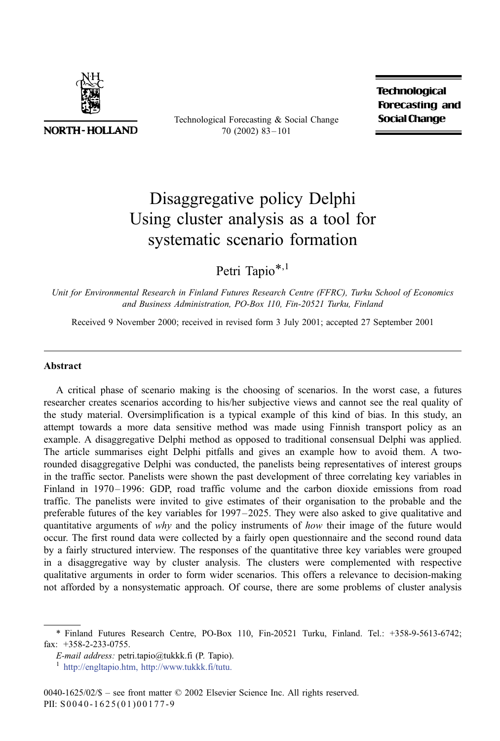# Disaggregative policy Delphi Using cluster analysis as a tool for systematic scenario formation

Petri Tapio*,[1]

*Unit for Environmental Research in Finland Futures Research Centre (FFRC), Turku School of Economics and Business Administration, PO-Box 110, Fin-20521 Turku, Finland*

Received 9 November 2000; received in revised form 3 July 2001; accepted 27 September 2001

## Abstract

A critical phase of scenario making is the choosing of scenarios. In the worst case, a futures researcher creates scenarios according to his/her subjective views and cannot see the real quality of the study material. Oversimplification is a typical example of this kind of bias. In this study, an attempt towards a more data sensitive method was made using Finnish transport policy as an example. A disaggregative Delphi method as opposed to traditional consensual Delphi was applied. The article summarises eight Delphi pitfalls and gives an example how to avoid them. A two-rounded disaggregative Delphi was conducted, the panelists being representatives of interest groups in the traffic sector. Panelists were shown the past development of three correlating key variables in Finland in 1970–1996: GDP, road traffic volume and the carbon dioxide emissions from road traffic. The panelists were invited to give estimates of their organisation to the probable and the preferable futures of the key variables for 1997–2025. They were also asked to give qualitative and quantitative arguments of *why* and the policy instruments of *how* their image of the future would occur. The first round data were collected by a fairly open questionnaire and the second round data by a fairly structured interview. The responses of the quantitative three key variables were grouped in a disaggregative way by cluster analysis. The clusters were complemented with respective qualitative arguments in order to form wider scenarios. This offers a relevance to decision-making not afforded by a nonsystematic approach. Of course, there are some problems of cluster analysis

---

* Finland Futures Research Centre, PO-Box 110, Fin-20521 Turku, Finland. Tel.: +358-9-5613-6742; fax: +358-2-233-0755.

*E-mail address:* petri.tapio@tukkk.fi (P. Tapio).

[1] http://engltapio.htm, http://www.tukkk.fi/tutu.

0040-1625/02/$ – see front matter © 2002 Elsevier Science Inc. All rights reserved.
PII: S0040-1625(01)00177-9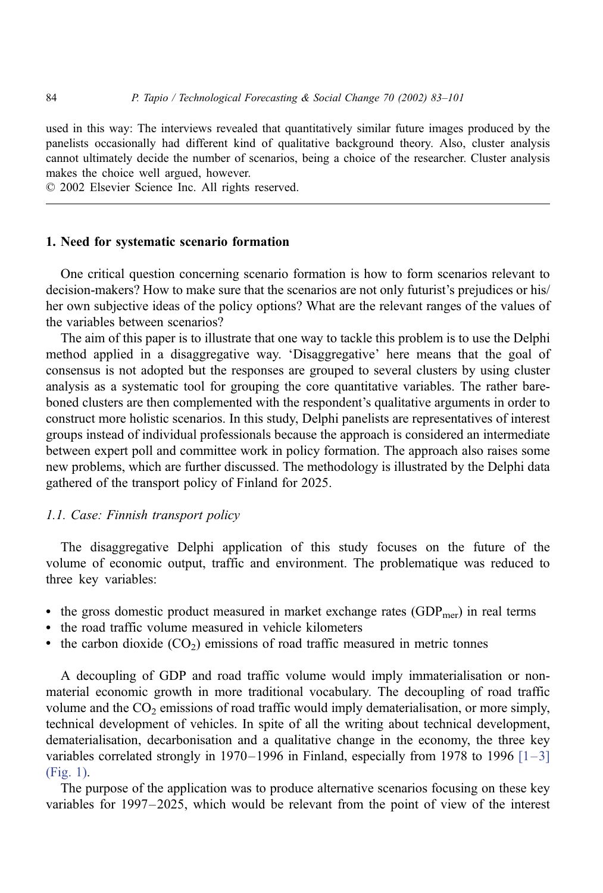used in this way: The interviews revealed that quantitatively similar future images produced by the panelists occasionally had different kind of qualitative background theory. Also, cluster analysis cannot ultimately decide the number of scenarios, being a choice of the researcher. Cluster analysis makes the choice well argued, however.
© 2002 Elsevier Science Inc. All rights reserved.

## 1. Need for systematic scenario formation

One critical question concerning scenario formation is how to form scenarios relevant to decision-makers? How to make sure that the scenarios are not only futurist's prejudices or his/her own subjective ideas of the policy options? What are the relevant ranges of the values of the variables between scenarios?

The aim of this paper is to illustrate that one way to tackle this problem is to use the Delphi method applied in a disaggregative way. 'Disaggregative' here means that the goal of consensus is not adopted but the responses are grouped to several clusters by using cluster analysis as a systematic tool for grouping the core quantitative variables. The rather bare-boned clusters are then complemented with the respondent's qualitative arguments in order to construct more holistic scenarios. In this study, Delphi panelists are representatives of interest groups instead of individual professionals because the approach is considered an intermediate between expert poll and committee work in policy formation. The approach also raises some new problems, which are further discussed. The methodology is illustrated by the Delphi data gathered of the transport policy of Finland for 2025.

### *1.1. Case: Finnish transport policy*

The disaggregative Delphi application of this study focuses on the future of the volume of economic output, traffic and environment. The problematique was reduced to three key variables:

- the gross domestic product measured in market exchange rates ($GDP_{mer}$) in real terms
- the road traffic volume measured in vehicle kilometers
- the carbon dioxide ($CO_2$) emissions of road traffic measured in metric tonnes

A decoupling of GDP and road traffic volume would imply immaterialisation or non-material economic growth in more traditional vocabulary. The decoupling of road traffic volume and the $CO_2$ emissions of road traffic would imply dematerialisation, or more simply, technical development of vehicles. In spite of all the writing about technical development, dematerialisation, decarbonisation and a qualitative change in the economy, the three key variables correlated strongly in 1970–1996 in Finland, especially from 1978 to 1996 [1–3] (Fig. 1).

The purpose of the application was to produce alternative scenarios focusing on these key variables for 1997–2025, which would be relevant from the point of view of the interest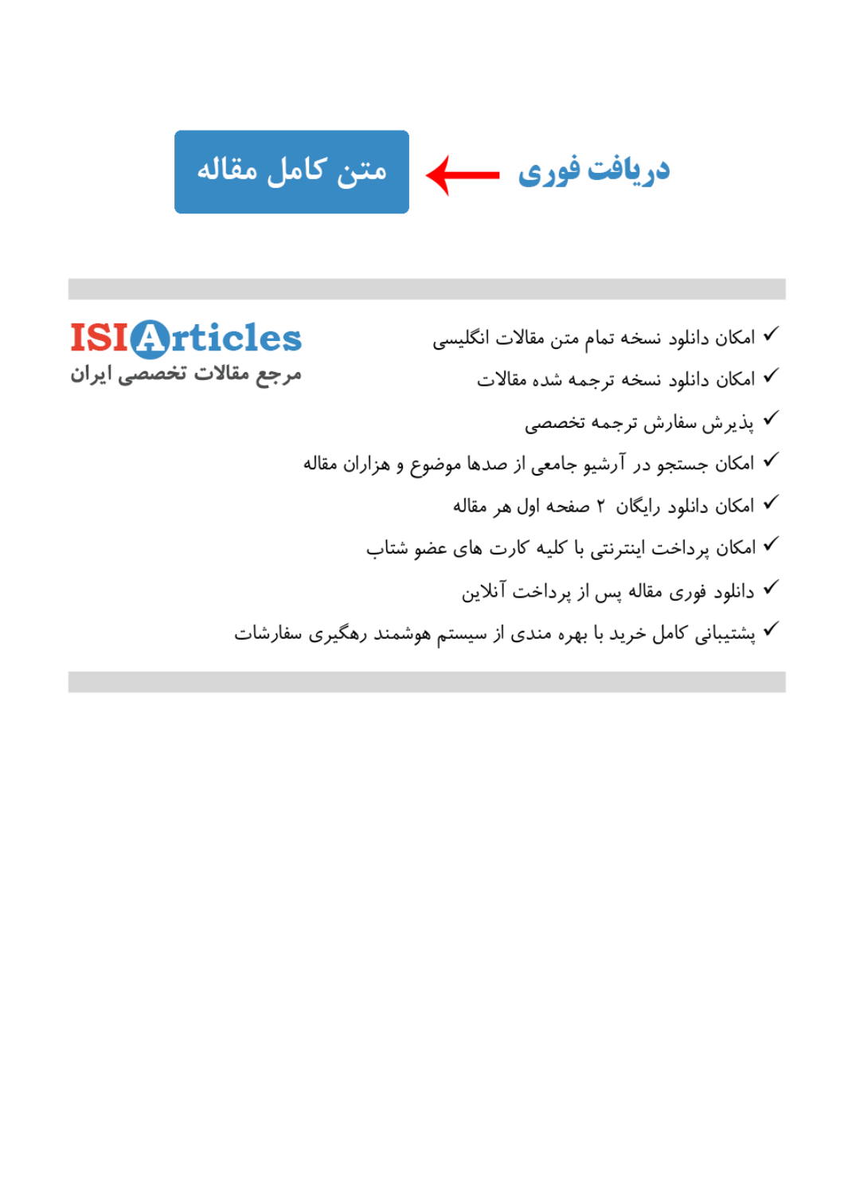دریافت فوری ← **متن کامل مقاله**

**ISIArticles**
مرجع مقالات تخصصی ایران

- ✓ امکان دانلود نسخه تمام متن مقالات انگلیسی
- ✓ امکان دانلود نسخه ترجمه شده مقالات
- ✓ پذیرش سفارش ترجمه تخصصی
- ✓ امکان جستجو در آرشیو جامعی از صدها موضوع و هزاران مقاله
- ✓ امکان دانلود رایگان ۲ صفحه اول هر مقاله
- ✓ امکان پرداخت اینترنتی با کلیه کارت های عضو شتاب
- ✓ دانلود فوری مقاله پس از پرداخت آنلاین
- ✓ پشتیبانی کامل خرید با بهره مندی از سیستم هوشمند رهگیری سفارشات